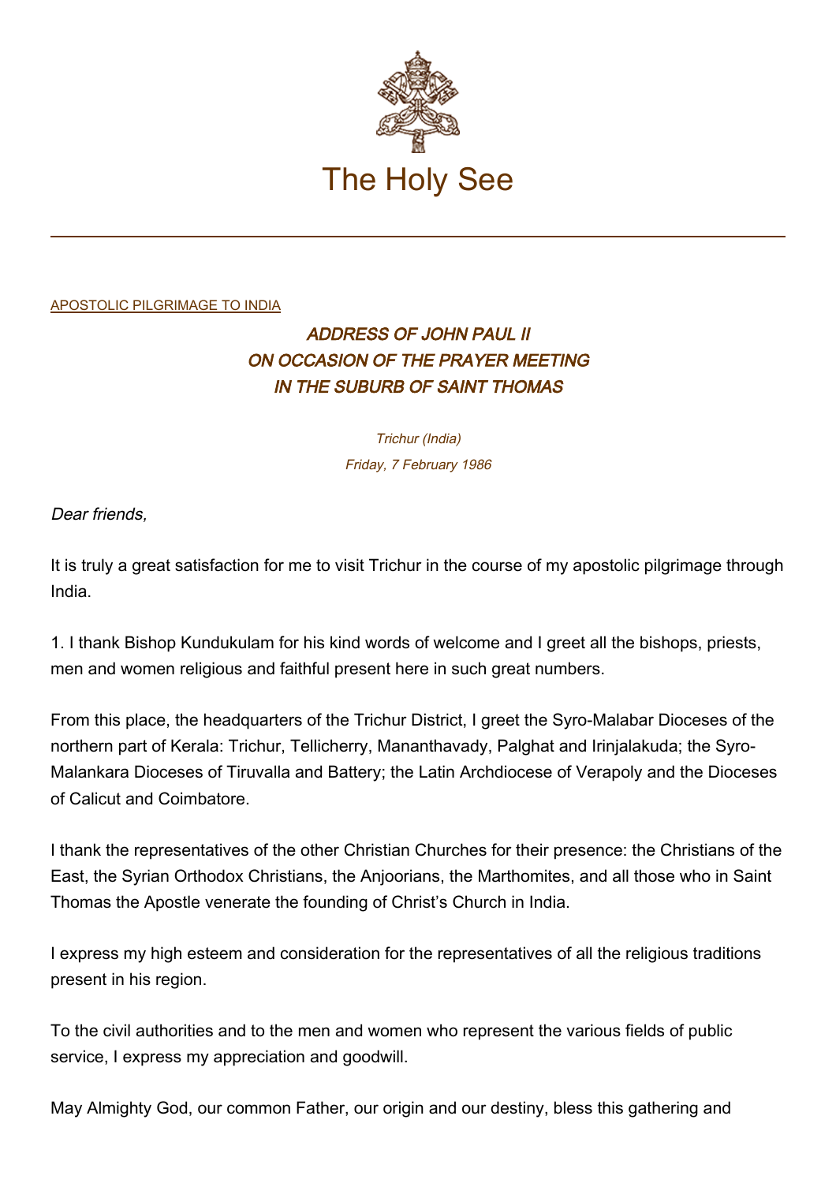# The Holy See

APOSTOLIC PILGRIMAGE TO INDIA

## *ADDRESS OF JOHN PAUL II ON OCCASION OF THE PRAYER MEETING IN THE SUBURB OF SAINT THOMAS*

*Trichur (India)*
*Friday, 7 February 1986*

*Dear friends,*

It is truly a great satisfaction for me to visit Trichur in the course of my apostolic pilgrimage through India.

1. I thank Bishop Kundukulam for his kind words of welcome and I greet all the bishops, priests, men and women religious and faithful present here in such great numbers.

From this place, the headquarters of the Trichur District, I greet the Syro-Malabar Dioceses of the northern part of Kerala: Trichur, Tellicherry, Mananthavady, Palghat and Irinjalakuda; the Syro-Malankara Dioceses of Tiruvalla and Battery; the Latin Archdiocese of Verapoly and the Dioceses of Calicut and Coimbatore.

I thank the representatives of the other Christian Churches for their presence: the Christians of the East, the Syrian Orthodox Christians, the Anjoorians, the Marthomites, and all those who in Saint Thomas the Apostle venerate the founding of Christ's Church in India.

I express my high esteem and consideration for the representatives of all the religious traditions present in his region.

To the civil authorities and to the men and women who represent the various fields of public service, I express my appreciation and goodwill.

May Almighty God, our common Father, our origin and our destiny, bless this gathering and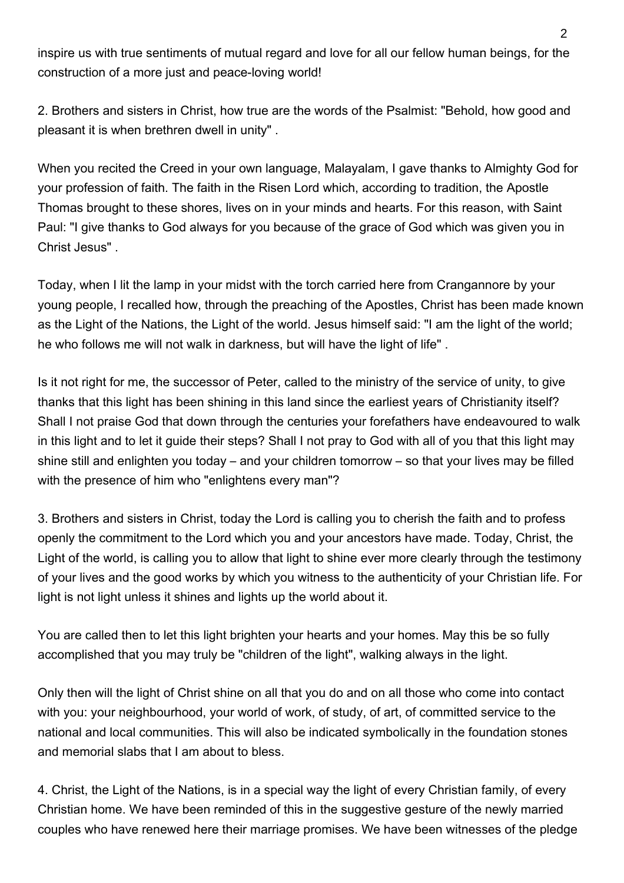inspire us with true sentiments of mutual regard and love for all our fellow human beings, for the construction of a more just and peace-loving world!

2. Brothers and sisters in Christ, how true are the words of the Psalmist: "Behold, how good and pleasant it is when brethren dwell in unity" .

When you recited the Creed in your own language, Malayalam, I gave thanks to Almighty God for your profession of faith. The faith in the Risen Lord which, according to tradition, the Apostle Thomas brought to these shores, lives on in your minds and hearts. For this reason, with Saint Paul: "I give thanks to God always for you because of the grace of God which was given you in Christ Jesus" .

Today, when I lit the lamp in your midst with the torch carried here from Crangannore by your young people, I recalled how, through the preaching of the Apostles, Christ has been made known as the Light of the Nations, the Light of the world. Jesus himself said: "I am the light of the world; he who follows me will not walk in darkness, but will have the light of life" .

Is it not right for me, the successor of Peter, called to the ministry of the service of unity, to give thanks that this light has been shining in this land since the earliest years of Christianity itself? Shall I not praise God that down through the centuries your forefathers have endeavoured to walk in this light and to let it guide their steps? Shall I not pray to God with all of you that this light may shine still and enlighten you today – and your children tomorrow – so that your lives may be filled with the presence of him who "enlightens every man"?

3. Brothers and sisters in Christ, today the Lord is calling you to cherish the faith and to profess openly the commitment to the Lord which you and your ancestors have made. Today, Christ, the Light of the world, is calling you to allow that light to shine ever more clearly through the testimony of your lives and the good works by which you witness to the authenticity of your Christian life. For light is not light unless it shines and lights up the world about it.

You are called then to let this light brighten your hearts and your homes. May this be so fully accomplished that you may truly be "children of the light", walking always in the light.

Only then will the light of Christ shine on all that you do and on all those who come into contact with you: your neighbourhood, your world of work, of study, of art, of committed service to the national and local communities. This will also be indicated symbolically in the foundation stones and memorial slabs that I am about to bless.

4. Christ, the Light of the Nations, is in a special way the light of every Christian family, of every Christian home. We have been reminded of this in the suggestive gesture of the newly married couples who have renewed here their marriage promises. We have been witnesses of the pledge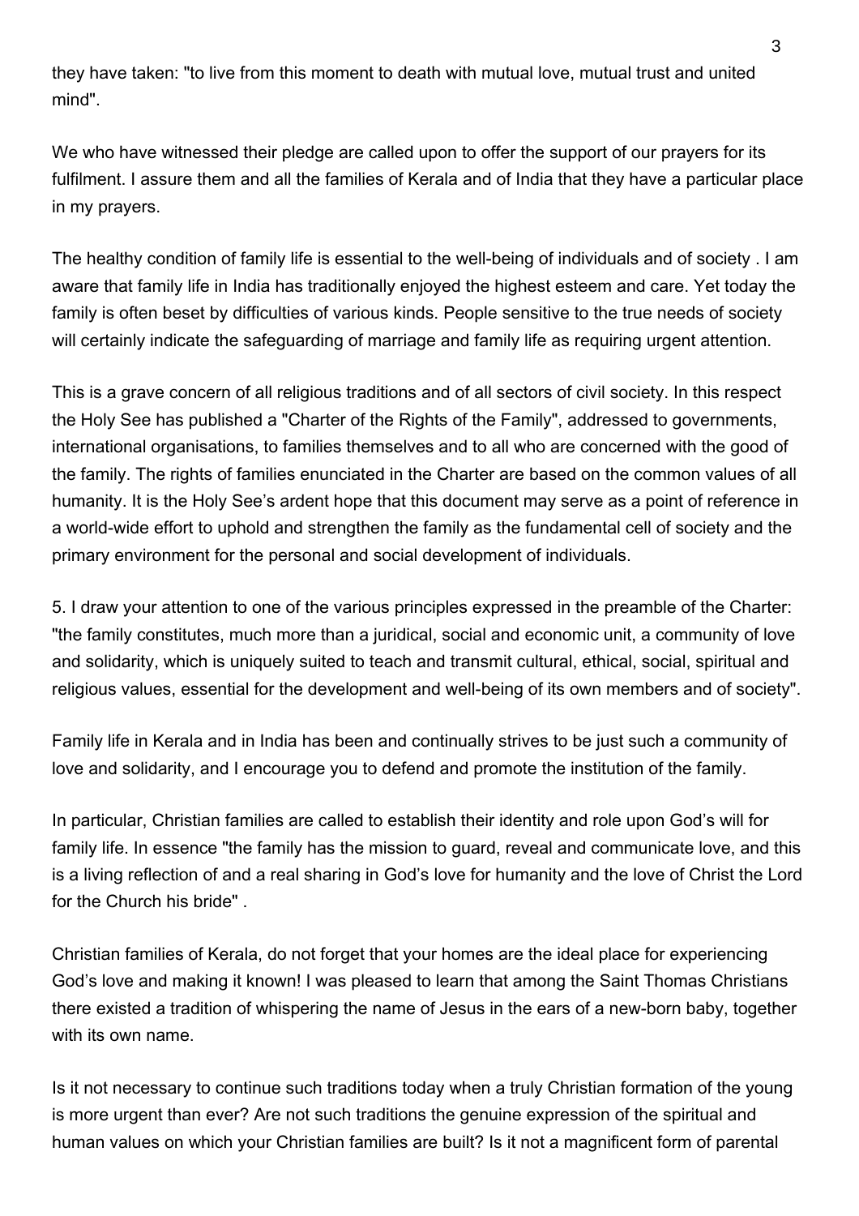they have taken: "to live from this moment to death with mutual love, mutual trust and united mind".

We who have witnessed their pledge are called upon to offer the support of our prayers for its fulfilment. I assure them and all the families of Kerala and of India that they have a particular place in my prayers.

The healthy condition of family life is essential to the well-being of individuals and of society . I am aware that family life in India has traditionally enjoyed the highest esteem and care. Yet today the family is often beset by difficulties of various kinds. People sensitive to the true needs of society will certainly indicate the safeguarding of marriage and family life as requiring urgent attention.

This is a grave concern of all religious traditions and of all sectors of civil society. In this respect the Holy See has published a "Charter of the Rights of the Family", addressed to governments, international organisations, to families themselves and to all who are concerned with the good of the family. The rights of families enunciated in the Charter are based on the common values of all humanity. It is the Holy See's ardent hope that this document may serve as a point of reference in a world-wide effort to uphold and strengthen the family as the fundamental cell of society and the primary environment for the personal and social development of individuals.

5. I draw your attention to one of the various principles expressed in the preamble of the Charter: "the family constitutes, much more than a juridical, social and economic unit, a community of love and solidarity, which is uniquely suited to teach and transmit cultural, ethical, social, spiritual and religious values, essential for the development and well-being of its own members and of society".

Family life in Kerala and in India has been and continually strives to be just such a community of love and solidarity, and I encourage you to defend and promote the institution of the family.

In particular, Christian families are called to establish their identity and role upon God's will for family life. In essence "the family has the mission to guard, reveal and communicate love, and this is a living reflection of and a real sharing in God's love for humanity and the love of Christ the Lord for the Church his bride" .

Christian families of Kerala, do not forget that your homes are the ideal place for experiencing God's love and making it known! I was pleased to learn that among the Saint Thomas Christians there existed a tradition of whispering the name of Jesus in the ears of a new-born baby, together with its own name.

Is it not necessary to continue such traditions today when a truly Christian formation of the young is more urgent than ever? Are not such traditions the genuine expression of the spiritual and human values on which your Christian families are built? Is it not a magnificent form of parental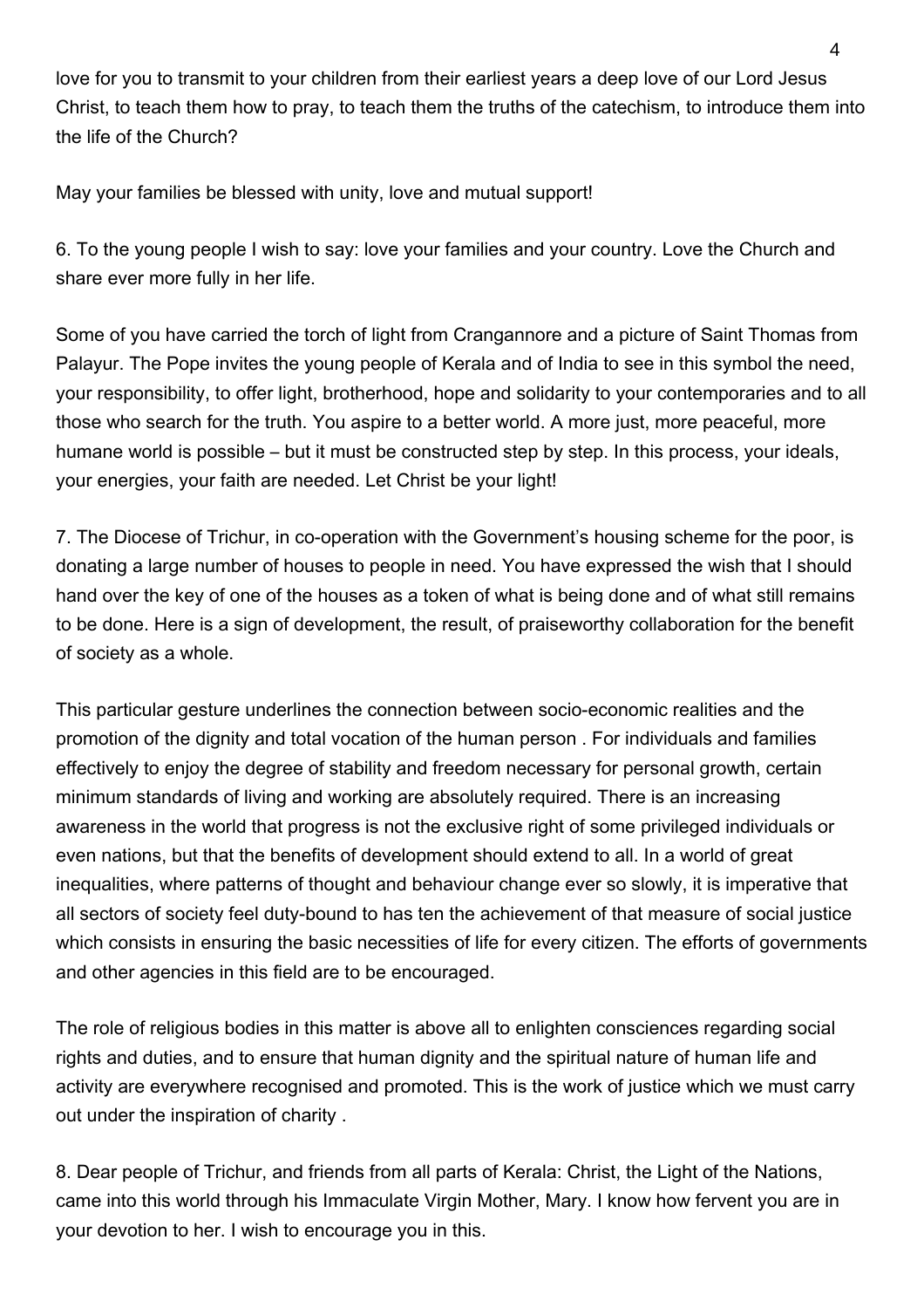love for you to transmit to your children from their earliest years a deep love of our Lord Jesus Christ, to teach them how to pray, to teach them the truths of the catechism, to introduce them into the life of the Church?

May your families be blessed with unity, love and mutual support!

6. To the young people I wish to say: love your families and your country. Love the Church and share ever more fully in her life.

Some of you have carried the torch of light from Crangannore and a picture of Saint Thomas from Palayur. The Pope invites the young people of Kerala and of India to see in this symbol the need, your responsibility, to offer light, brotherhood, hope and solidarity to your contemporaries and to all those who search for the truth. You aspire to a better world. A more just, more peaceful, more humane world is possible – but it must be constructed step by step. In this process, your ideals, your energies, your faith are needed. Let Christ be your light!

7. The Diocese of Trichur, in co-operation with the Government's housing scheme for the poor, is donating a large number of houses to people in need. You have expressed the wish that I should hand over the key of one of the houses as a token of what is being done and of what still remains to be done. Here is a sign of development, the result, of praiseworthy collaboration for the benefit of society as a whole.

This particular gesture underlines the connection between socio-economic realities and the promotion of the dignity and total vocation of the human person . For individuals and families effectively to enjoy the degree of stability and freedom necessary for personal growth, certain minimum standards of living and working are absolutely required. There is an increasing awareness in the world that progress is not the exclusive right of some privileged individuals or even nations, but that the benefits of development should extend to all. In a world of great inequalities, where patterns of thought and behaviour change ever so slowly, it is imperative that all sectors of society feel duty-bound to has ten the achievement of that measure of social justice which consists in ensuring the basic necessities of life for every citizen. The efforts of governments and other agencies in this field are to be encouraged.

The role of religious bodies in this matter is above all to enlighten consciences regarding social rights and duties, and to ensure that human dignity and the spiritual nature of human life and activity are everywhere recognised and promoted. This is the work of justice which we must carry out under the inspiration of charity .

8. Dear people of Trichur, and friends from all parts of Kerala: Christ, the Light of the Nations, came into this world through his Immaculate Virgin Mother, Mary. I know how fervent you are in your devotion to her. I wish to encourage you in this.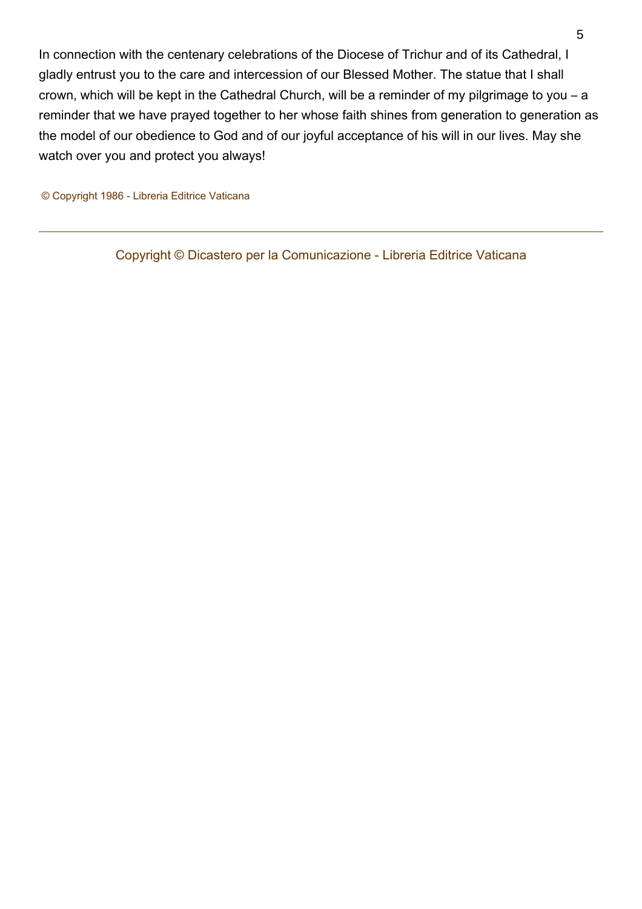In connection with the centenary celebrations of the Diocese of Trichur and of its Cathedral, I gladly entrust you to the care and intercession of our Blessed Mother. The statue that I shall crown, which will be kept in the Cathedral Church, will be a reminder of my pilgrimage to you – a reminder that we have prayed together to her whose faith shines from generation to generation as the model of our obedience to God and of our joyful acceptance of his will in our lives. May she watch over you and protect you always!

© Copyright 1986 - Libreria Editrice Vaticana

---

Copyright © Dicastero per la Comunicazione - Libreria Editrice Vaticana